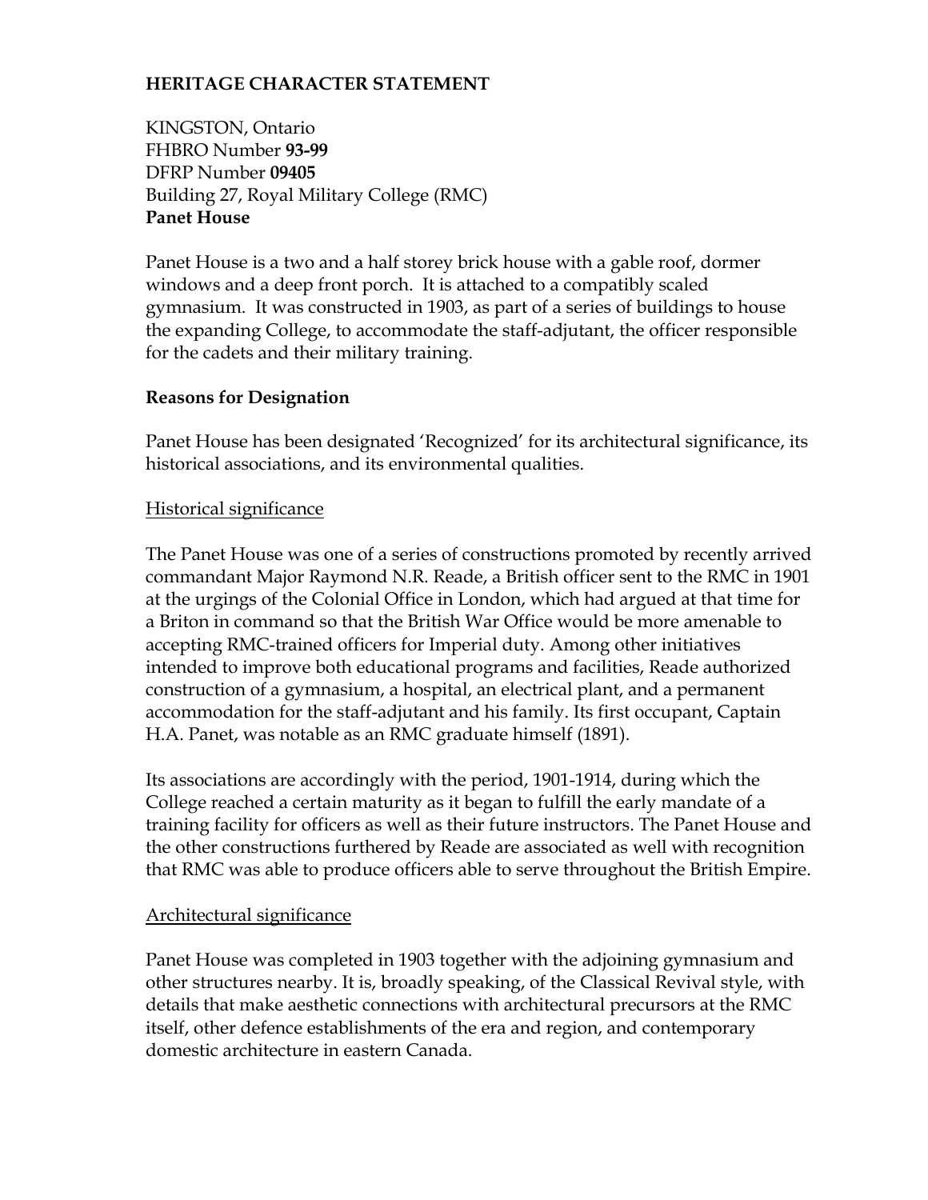# HERITAGE CHARACTER STATEMENT

KINGSTON, Ontario
FHBRO Number **93-99**
DFRP Number **09405**
Building 27, Royal Military College (RMC)
**Panet House**

Panet House is a two and a half storey brick house with a gable roof, dormer windows and a deep front porch. It is attached to a compatibly scaled gymnasium. It was constructed in 1903, as part of a series of buildings to house the expanding College, to accommodate the staff-adjutant, the officer responsible for the cadets and their military training.

## Reasons for Designation

Panet House has been designated 'Recognized' for its architectural significance, its historical associations, and its environmental qualities.

### Historical significance

The Panet House was one of a series of constructions promoted by recently arrived commandant Major Raymond N.R. Reade, a British officer sent to the RMC in 1901 at the urgings of the Colonial Office in London, which had argued at that time for a Briton in command so that the British War Office would be more amenable to accepting RMC-trained officers for Imperial duty. Among other initiatives intended to improve both educational programs and facilities, Reade authorized construction of a gymnasium, a hospital, an electrical plant, and a permanent accommodation for the staff-adjutant and his family. Its first occupant, Captain H.A. Panet, was notable as an RMC graduate himself (1891).

Its associations are accordingly with the period, 1901-1914, during which the College reached a certain maturity as it began to fulfill the early mandate of a training facility for officers as well as their future instructors. The Panet House and the other constructions furthered by Reade are associated as well with recognition that RMC was able to produce officers able to serve throughout the British Empire.

### Architectural significance

Panet House was completed in 1903 together with the adjoining gymnasium and other structures nearby. It is, broadly speaking, of the Classical Revival style, with details that make aesthetic connections with architectural precursors at the RMC itself, other defence establishments of the era and region, and contemporary domestic architecture in eastern Canada.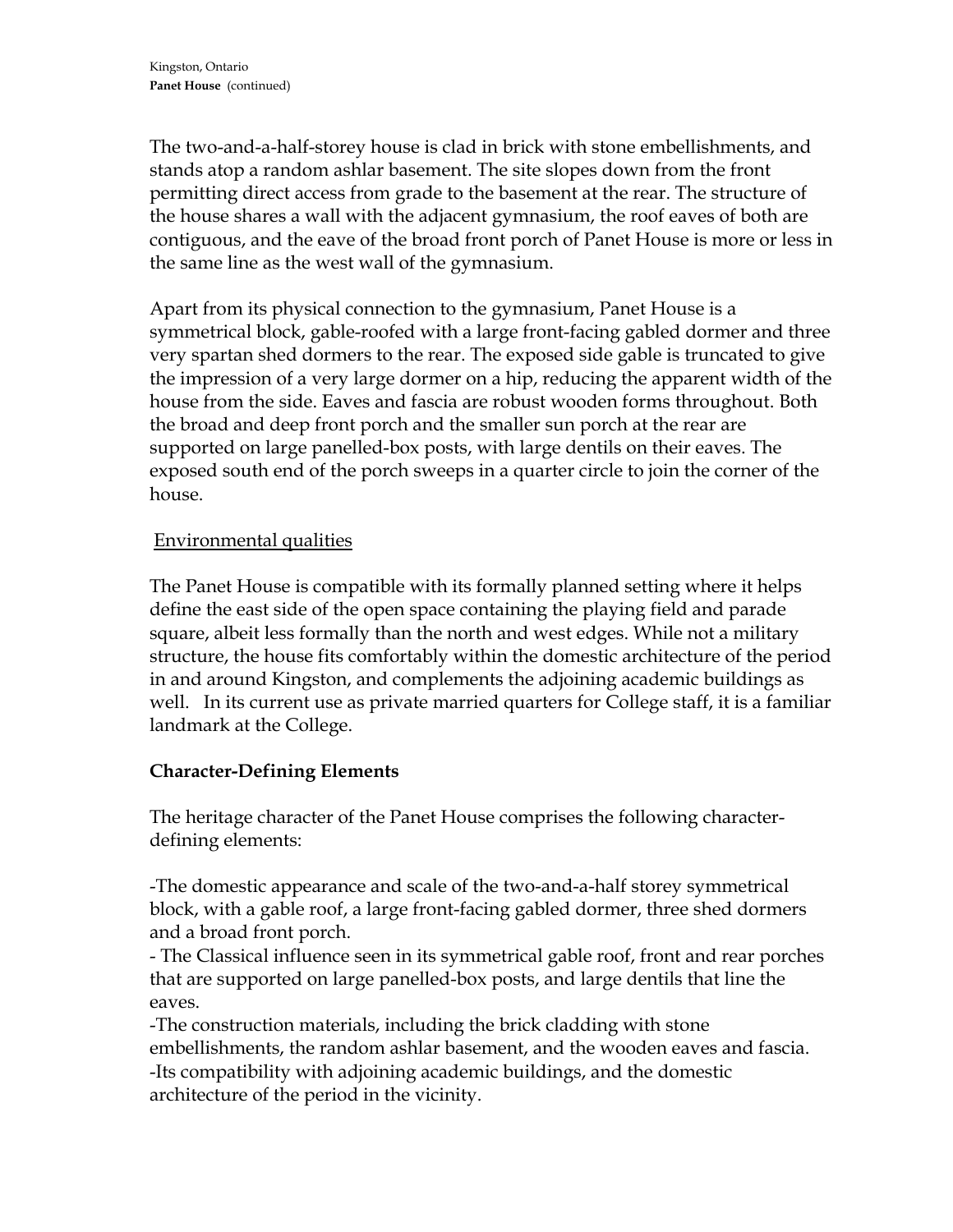The two-and-a-half-storey house is clad in brick with stone embellishments, and stands atop a random ashlar basement. The site slopes down from the front permitting direct access from grade to the basement at the rear. The structure of the house shares a wall with the adjacent gymnasium, the roof eaves of both are contiguous, and the eave of the broad front porch of Panet House is more or less in the same line as the west wall of the gymnasium.

Apart from its physical connection to the gymnasium, Panet House is a symmetrical block, gable-roofed with a large front-facing gabled dormer and three very spartan shed dormers to the rear. The exposed side gable is truncated to give the impression of a very large dormer on a hip, reducing the apparent width of the house from the side. Eaves and fascia are robust wooden forms throughout. Both the broad and deep front porch and the smaller sun porch at the rear are supported on large panelled-box posts, with large dentils on their eaves. The exposed south end of the porch sweeps in a quarter circle to join the corner of the house.

Environmental qualities

The Panet House is compatible with its formally planned setting where it helps define the east side of the open space containing the playing field and parade square, albeit less formally than the north and west edges. While not a military structure, the house fits comfortably within the domestic architecture of the period in and around Kingston, and complements the adjoining academic buildings as well. In its current use as private married quarters for College staff, it is a familiar landmark at the College.

## Character-Defining Elements

The heritage character of the Panet House comprises the following character-defining elements:

-The domestic appearance and scale of the two-and-a-half storey symmetrical block, with a gable roof, a large front-facing gabled dormer, three shed dormers and a broad front porch.

- The Classical influence seen in its symmetrical gable roof, front and rear porches that are supported on large panelled-box posts, and large dentils that line the eaves.

-The construction materials, including the brick cladding with stone embellishments, the random ashlar basement, and the wooden eaves and fascia.

-Its compatibility with adjoining academic buildings, and the domestic architecture of the period in the vicinity.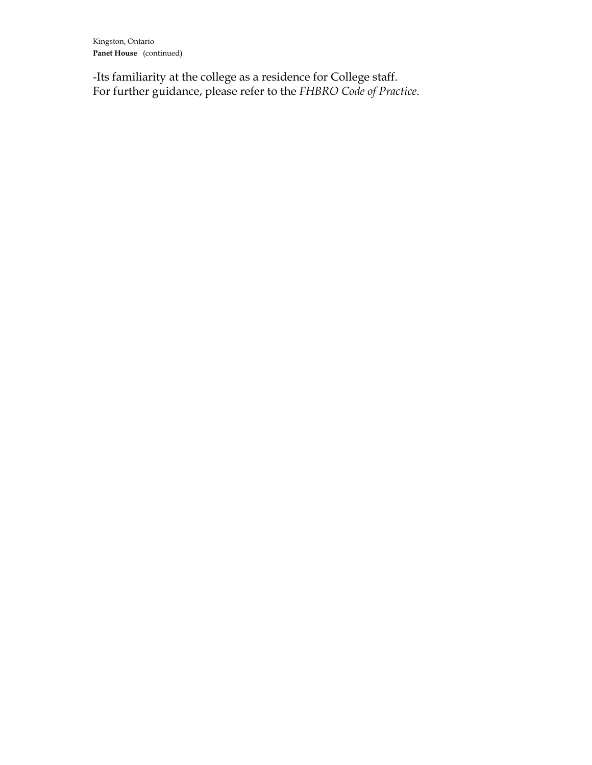-Its familiarity at the college as a residence for College staff.
For further guidance, please refer to the *FHBRO Code of Practice*.